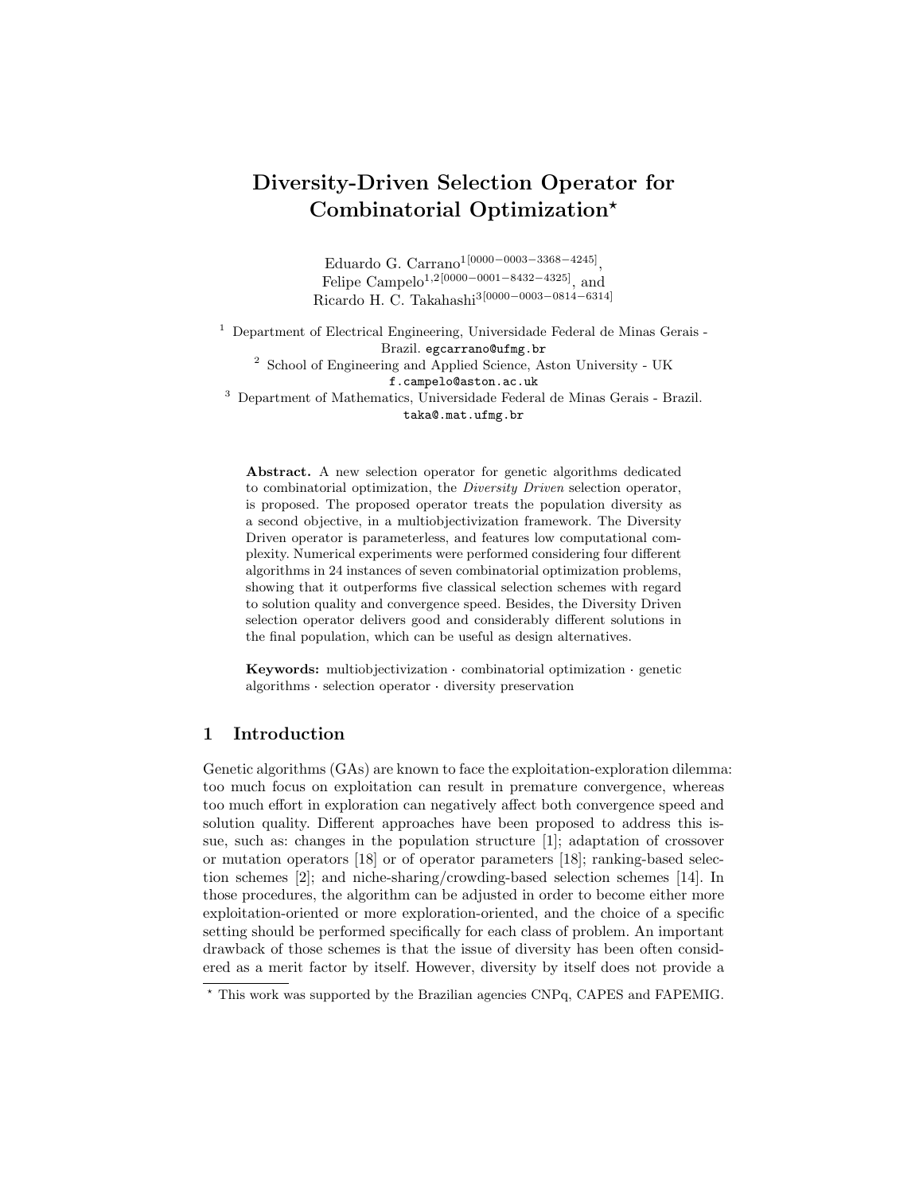# Diversity-Driven Selection Operator for Combinatorial Optimization*

Eduardo G. Carrano[1[0000−0003−3368−4245]], Felipe Campelo[1,2[0000−0001−8432−4325]], and Ricardo H. C. Takahashi[3[0000−0003−0814−6314]]

[1] Department of Electrical Engineering, Universidade Federal de Minas Gerais - Brazil. egcarrano@ufmg.br

[2] School of Engineering and Applied Science, Aston University - UK f.campelo@aston.ac.uk

[3] Department of Mathematics, Universidade Federal de Minas Gerais - Brazil. taka@.mat.ufmg.br

**Abstract.** A new selection operator for genetic algorithms dedicated to combinatorial optimization, the *Diversity Driven* selection operator, is proposed. The proposed operator treats the population diversity as a second objective, in a multiobjectivization framework. The Diversity Driven operator is parameterless, and features low computational complexity. Numerical experiments were performed considering four different algorithms in 24 instances of seven combinatorial optimization problems, showing that it outperforms five classical selection schemes with regard to solution quality and convergence speed. Besides, the Diversity Driven selection operator delivers good and considerably different solutions in the final population, which can be useful as design alternatives.

**Keywords:** multiobjectivization · combinatorial optimization · genetic algorithms · selection operator · diversity preservation

## 1 Introduction

Genetic algorithms (GAs) are known to face the exploitation-exploration dilemma: too much focus on exploitation can result in premature convergence, whereas too much effort in exploration can negatively affect both convergence speed and solution quality. Different approaches have been proposed to address this issue, such as: changes in the population structure [1]; adaptation of crossover or mutation operators [18] or of operator parameters [18]; ranking-based selection schemes [2]; and niche-sharing/crowding-based selection schemes [14]. In those procedures, the algorithm can be adjusted in order to become either more exploitation-oriented or more exploration-oriented, and the choice of a specific setting should be performed specifically for each class of problem. An important drawback of those schemes is that the issue of diversity has been often considered as a merit factor by itself. However, diversity by itself does not provide a

* This work was supported by the Brazilian agencies CNPq, CAPES and FAPEMIG.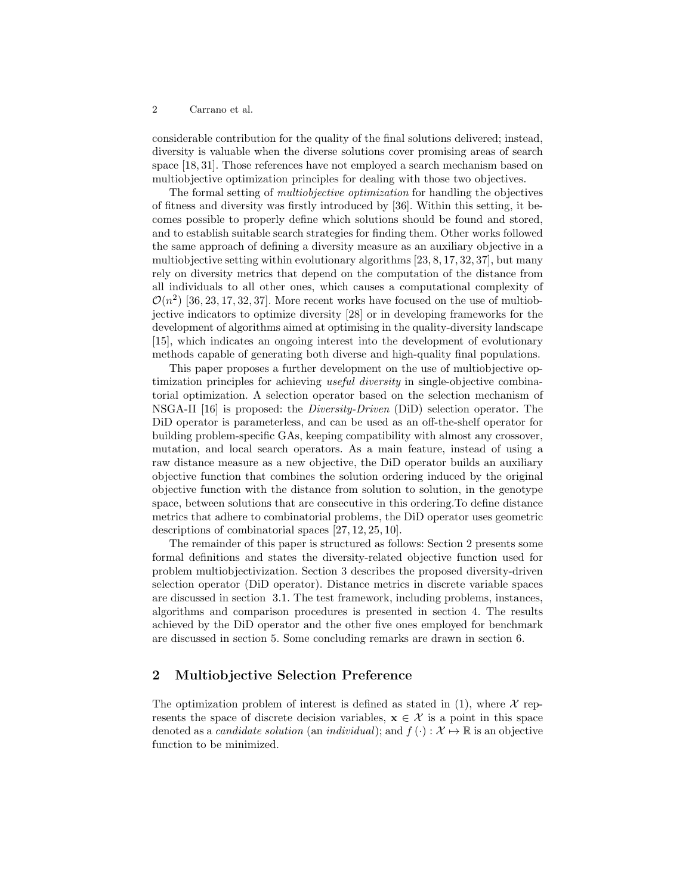considerable contribution for the quality of the final solutions delivered; instead, diversity is valuable when the diverse solutions cover promising areas of search space [18, 31]. Those references have not employed a search mechanism based on multiobjective optimization principles for dealing with those two objectives.

The formal setting of *multiobjective optimization* for handling the objectives of fitness and diversity was firstly introduced by [36]. Within this setting, it becomes possible to properly define which solutions should be found and stored, and to establish suitable search strategies for finding them. Other works followed the same approach of defining a diversity measure as an auxiliary objective in a multiobjective setting within evolutionary algorithms [23, 8, 17, 32, 37], but many rely on diversity metrics that depend on the computation of the distance from all individuals to all other ones, which causes a computational complexity of $\mathcal{O}(n^2)$ [36, 23, 17, 32, 37]. More recent works have focused on the use of multiobjective indicators to optimize diversity [28] or in developing frameworks for the development of algorithms aimed at optimising in the quality-diversity landscape [15], which indicates an ongoing interest into the development of evolutionary methods capable of generating both diverse and high-quality final populations.

This paper proposes a further development on the use of multiobjective optimization principles for achieving *useful diversity* in single-objective combinatorial optimization. A selection operator based on the selection mechanism of NSGA-II [16] is proposed: the *Diversity-Driven* (DiD) selection operator. The DiD operator is parameterless, and can be used as an off-the-shelf operator for building problem-specific GAs, keeping compatibility with almost any crossover, mutation, and local search operators. As a main feature, instead of using a raw distance measure as a new objective, the DiD operator builds an auxiliary objective function that combines the solution ordering induced by the original objective function with the distance from solution to solution, in the genotype space, between solutions that are consecutive in this ordering.To define distance metrics that adhere to combinatorial problems, the DiD operator uses geometric descriptions of combinatorial spaces [27, 12, 25, 10].

The remainder of this paper is structured as follows: Section 2 presents some formal definitions and states the diversity-related objective function used for problem multiobjectivization. Section 3 describes the proposed diversity-driven selection operator (DiD operator). Distance metrics in discrete variable spaces are discussed in section 3.1. The test framework, including problems, instances, algorithms and comparison procedures is presented in section 4. The results achieved by the DiD operator and the other five ones employed for benchmark are discussed in section 5. Some concluding remarks are drawn in section 6.

## 2 Multiobjective Selection Preference

The optimization problem of interest is defined as stated in (1), where $\mathcal{X}$ represents the space of discrete decision variables, $\mathbf{x} \in \mathcal{X}$ is a point in this space denoted as a *candidate solution* (an *individual*); and $f(\cdot) : \mathcal{X} \mapsto \mathbb{R}$ is an objective function to be minimized.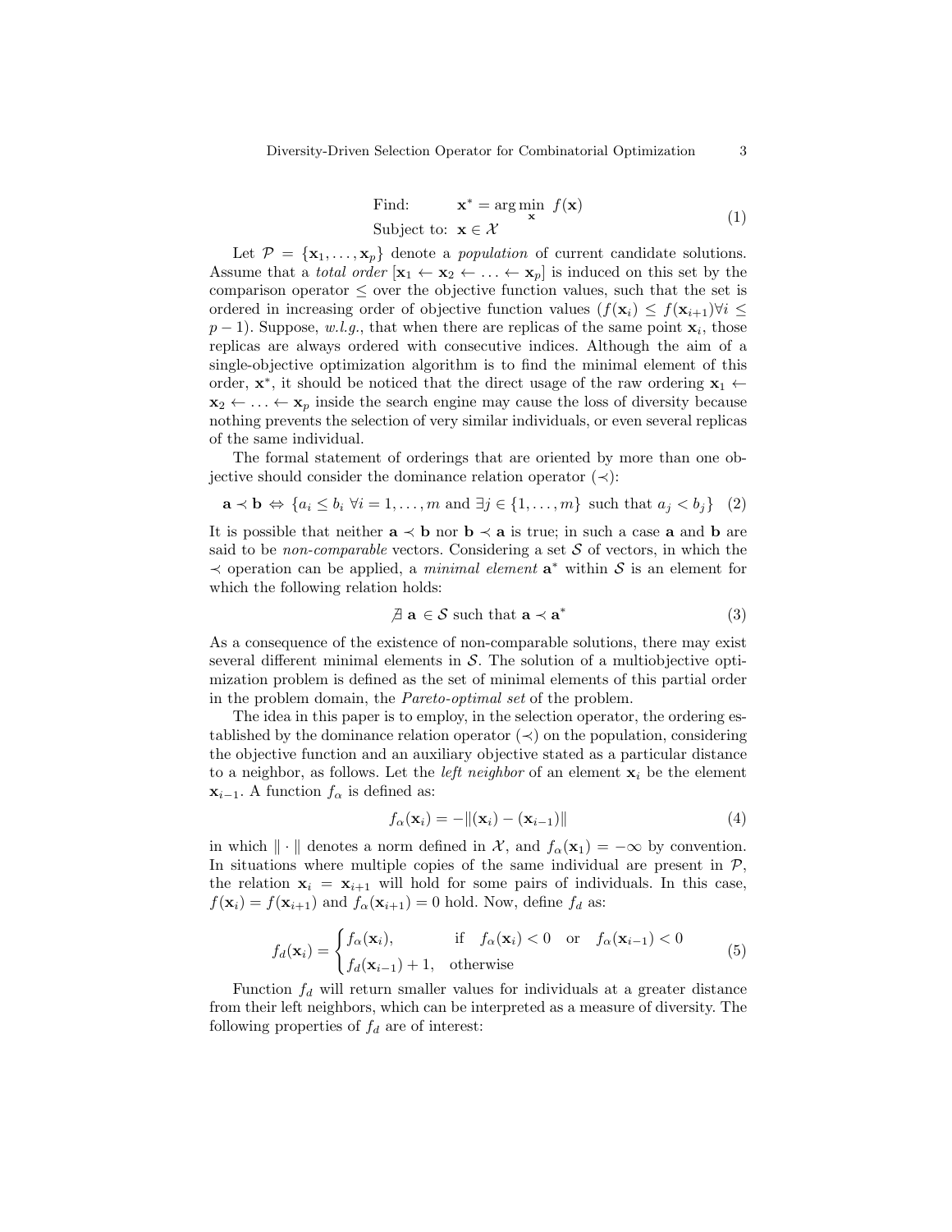$$
\begin{aligned}
&\text{Find:} \qquad \mathbf{x}^* = \arg\min_{\mathbf{x}} \ f(\mathbf{x}) \\
&\text{Subject to:} \ \ \mathbf{x} \in \mathcal{X}
\end{aligned}
\tag{1}
$$

Let $\mathcal{P} = \{\mathbf{x}_1, \ldots, \mathbf{x}_p\}$ denote a *population* of current candidate solutions. Assume that a *total order* $[\mathbf{x}_1 \leftarrow \mathbf{x}_2 \leftarrow \ldots \leftarrow \mathbf{x}_p]$ is induced on this set by the comparison operator $\leq$ over the objective function values, such that the set is ordered in increasing order of objective function values ($f(\mathbf{x}_i) \leq f(\mathbf{x}_{i+1}) \forall i \leq p-1$). Suppose, *w.l.g.*, that when there are replicas of the same point $\mathbf{x}_i$, those replicas are always ordered with consecutive indices. Although the aim of a single-objective optimization algorithm is to find the minimal element of this order, $\mathbf{x}^*$, it should be noticed that the direct usage of the raw ordering $\mathbf{x}_1 \leftarrow \mathbf{x}_2 \leftarrow \ldots \leftarrow \mathbf{x}_p$ inside the search engine may cause the loss of diversity because nothing prevents the selection of very similar individuals, or even several replicas of the same individual.

The formal statement of orderings that are oriented by more than one objective should consider the dominance relation operator ($\prec$):

$$
\mathbf{a} \prec \mathbf{b} \ \Leftrightarrow \ \{a_i \leq b_i \ \forall i = 1, \ldots, m \text{ and } \exists j \in \{1, \ldots, m\} \text{ such that } a_j < b_j\}
\tag{2}
$$

It is possible that neither $\mathbf{a} \prec \mathbf{b}$ nor $\mathbf{b} \prec \mathbf{a}$ is true; in such a case $\mathbf{a}$ and $\mathbf{b}$ are said to be *non-comparable* vectors. Considering a set $\mathcal{S}$ of vectors, in which the $\prec$ operation can be applied, a *minimal element* $\mathbf{a}^*$ within $\mathcal{S}$ is an element for which the following relation holds:

$$
\nexists \ \mathbf{a} \in \mathcal{S} \text{ such that } \mathbf{a} \prec \mathbf{a}^*
\tag{3}
$$

As a consequence of the existence of non-comparable solutions, there may exist several different minimal elements in $\mathcal{S}$. The solution of a multiobjective optimization problem is defined as the set of minimal elements of this partial order in the problem domain, the *Pareto-optimal set* of the problem.

The idea in this paper is to employ, in the selection operator, the ordering established by the dominance relation operator ($\prec$) on the population, considering the objective function and an auxiliary objective stated as a particular distance to a neighbor, as follows. Let the *left neighbor* of an element $\mathbf{x}_i$ be the element $\mathbf{x}_{i-1}$. A function $f_\alpha$ is defined as:

$$
f_\alpha(\mathbf{x}_i) = -\|(\mathbf{x}_i) - (\mathbf{x}_{i-1})\|
\tag{4}
$$

in which $\|\cdot\|$ denotes a norm defined in $\mathcal{X}$, and $f_\alpha(\mathbf{x}_1) = -\infty$ by convention. In situations where multiple copies of the same individual are present in $\mathcal{P}$, the relation $\mathbf{x}_i = \mathbf{x}_{i+1}$ will hold for some pairs of individuals. In this case, $f(\mathbf{x}_i) = f(\mathbf{x}_{i+1})$ and $f_\alpha(\mathbf{x}_{i+1}) = 0$ hold. Now, define $f_d$ as:

$$
f_d(\mathbf{x}_i) =
\begin{cases}
f_\alpha(\mathbf{x}_i), & \text{if} \quad f_\alpha(\mathbf{x}_i) < 0 \quad \text{or} \quad f_\alpha(\mathbf{x}_{i-1}) < 0 \\
f_d(\mathbf{x}_{i-1}) + 1, & \text{otherwise}
\end{cases}
\tag{5}
$$

Function $f_d$ will return smaller values for individuals at a greater distance from their left neighbors, which can be interpreted as a measure of diversity. The following properties of $f_d$ are of interest: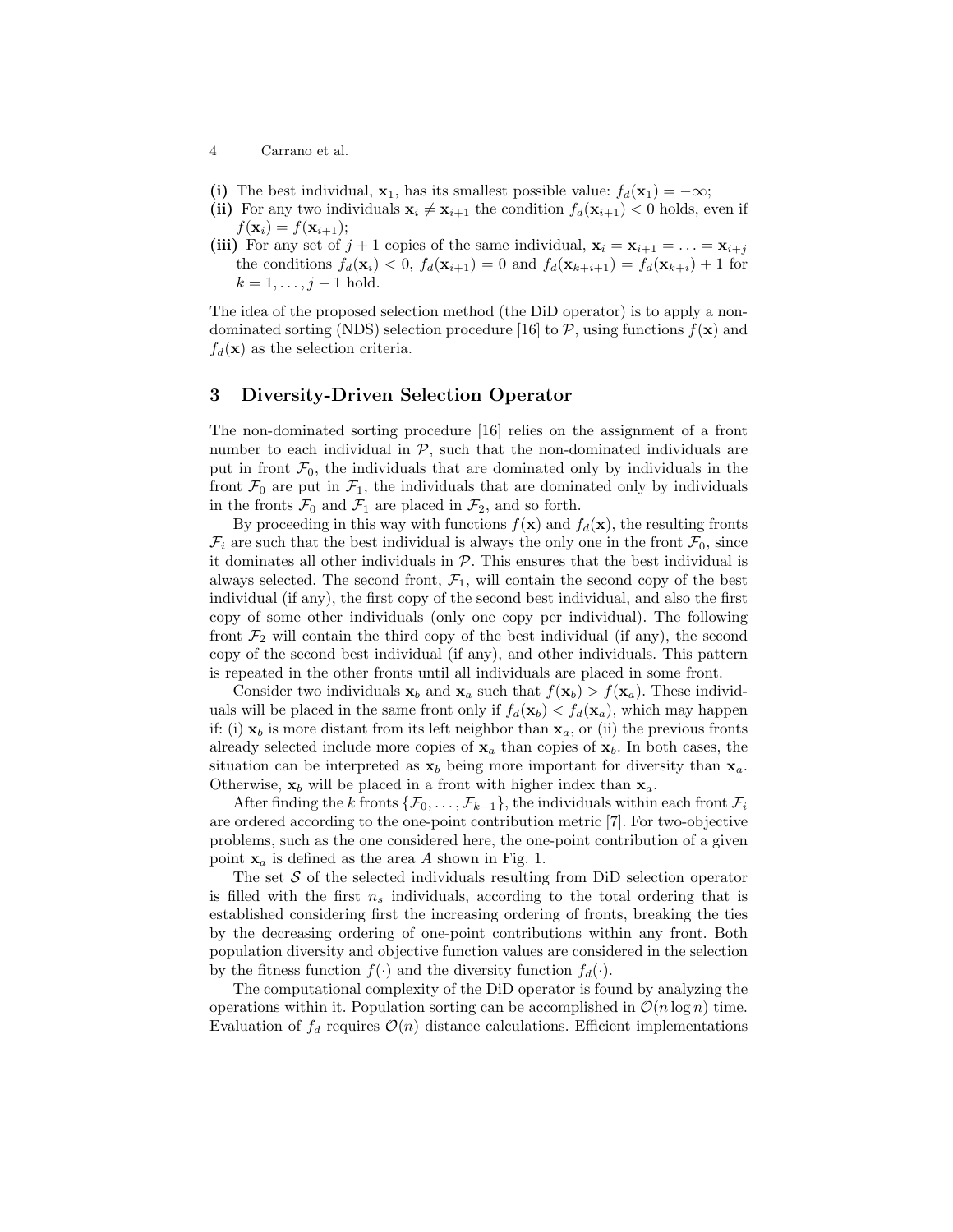**(i)** The best individual, $\mathbf{x}_1$, has its smallest possible value: $f_d(\mathbf{x}_1) = -\infty$;

**(ii)** For any two individuals $\mathbf{x}_i \neq \mathbf{x}_{i+1}$ the condition $f_d(\mathbf{x}_{i+1}) < 0$ holds, even if $f(\mathbf{x}_i) = f(\mathbf{x}_{i+1})$;

**(iii)** For any set of $j+1$ copies of the same individual, $\mathbf{x}_i = \mathbf{x}_{i+1} = \ldots = \mathbf{x}_{i+j}$ the conditions $f_d(\mathbf{x}_i) < 0$, $f_d(\mathbf{x}_{i+1}) = 0$ and $f_d(\mathbf{x}_{k+i+1}) = f_d(\mathbf{x}_{k+i}) + 1$ for $k = 1, \ldots, j-1$ hold.

The idea of the proposed selection method (the DiD operator) is to apply a non-dominated sorting (NDS) selection procedure [16] to $\mathcal{P}$, using functions $f(\mathbf{x})$ and $f_d(\mathbf{x})$ as the selection criteria.

## 3 Diversity-Driven Selection Operator

The non-dominated sorting procedure [16] relies on the assignment of a front number to each individual in $\mathcal{P}$, such that the non-dominated individuals are put in front $\mathcal{F}_0$, the individuals that are dominated only by individuals in the front $\mathcal{F}_0$ are put in $\mathcal{F}_1$, the individuals that are dominated only by individuals in the fronts $\mathcal{F}_0$ and $\mathcal{F}_1$ are placed in $\mathcal{F}_2$, and so forth.

By proceeding in this way with functions $f(\mathbf{x})$ and $f_d(\mathbf{x})$, the resulting fronts $\mathcal{F}_i$ are such that the best individual is always the only one in the front $\mathcal{F}_0$, since it dominates all other individuals in $\mathcal{P}$. This ensures that the best individual is always selected. The second front, $\mathcal{F}_1$, will contain the second copy of the best individual (if any), the first copy of the second best individual, and also the first copy of some other individuals (only one copy per individual). The following front $\mathcal{F}_2$ will contain the third copy of the best individual (if any), the second copy of the second best individual (if any), and other individuals. This pattern is repeated in the other fronts until all individuals are placed in some front.

Consider two individuals $\mathbf{x}_b$ and $\mathbf{x}_a$ such that $f(\mathbf{x}_b) > f(\mathbf{x}_a)$. These individuals will be placed in the same front only if $f_d(\mathbf{x}_b) < f_d(\mathbf{x}_a)$, which may happen if: (i) $\mathbf{x}_b$ is more distant from its left neighbor than $\mathbf{x}_a$, or (ii) the previous fronts already selected include more copies of $\mathbf{x}_a$ than copies of $\mathbf{x}_b$. In both cases, the situation can be interpreted as $\mathbf{x}_b$ being more important for diversity than $\mathbf{x}_a$. Otherwise, $\mathbf{x}_b$ will be placed in a front with higher index than $\mathbf{x}_a$.

After finding the $k$ fronts $\{\mathcal{F}_0, \ldots, \mathcal{F}_{k-1}\}$, the individuals within each front $\mathcal{F}_i$ are ordered according to the one-point contribution metric [7]. For two-objective problems, such as the one considered here, the one-point contribution of a given point $\mathbf{x}_a$ is defined as the area $A$ shown in Fig. 1.

The set $\mathcal{S}$ of the selected individuals resulting from DiD selection operator is filled with the first $n_s$ individuals, according to the total ordering that is established considering first the increasing ordering of fronts, breaking the ties by the decreasing ordering of one-point contributions within any front. Both population diversity and objective function values are considered in the selection by the fitness function $f(\cdot)$ and the diversity function $f_d(\cdot)$.

The computational complexity of the DiD operator is found by analyzing the operations within it. Population sorting can be accomplished in $\mathcal{O}(n \log n)$ time. Evaluation of $f_d$ requires $\mathcal{O}(n)$ distance calculations. Efficient implementations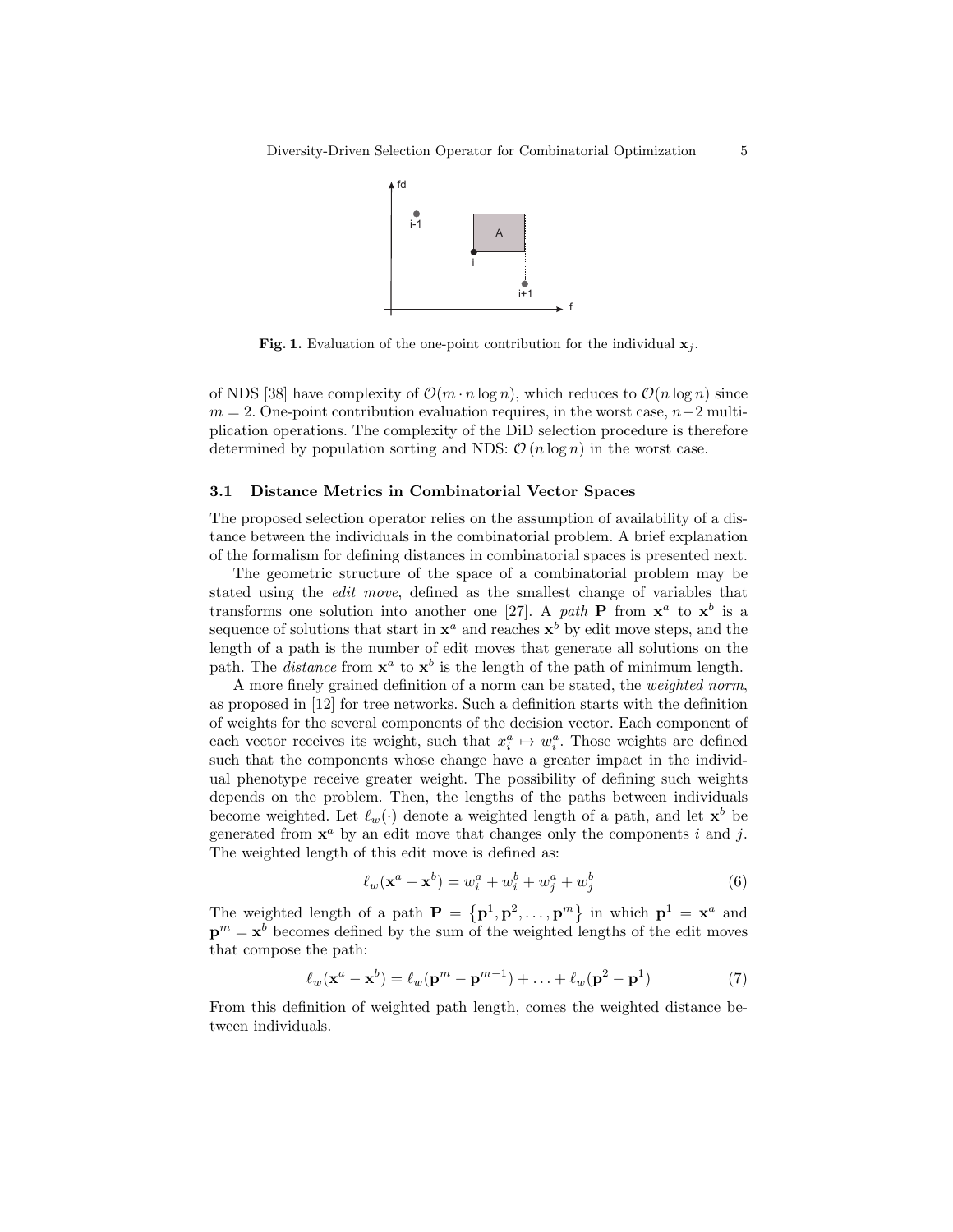Fig. 1. Evaluation of the one-point contribution for the individual $\mathbf{x}_j$.

of NDS [38] have complexity of $\mathcal{O}(m \cdot n \log n)$, which reduces to $\mathcal{O}(n \log n)$ since $m = 2$. One-point contribution evaluation requires, in the worst case, $n-2$ multiplication operations. The complexity of the DiD selection procedure is therefore determined by population sorting and NDS: $\mathcal{O}(n \log n)$ in the worst case.

### 3.1 Distance Metrics in Combinatorial Vector Spaces

The proposed selection operator relies on the assumption of availability of a distance between the individuals in the combinatorial problem. A brief explanation of the formalism for defining distances in combinatorial spaces is presented next.

The geometric structure of the space of a combinatorial problem may be stated using the *edit move*, defined as the smallest change of variables that transforms one solution into another one [27]. A *path* $\mathbf{P}$ from $\mathbf{x}^a$ to $\mathbf{x}^b$ is a sequence of solutions that start in $\mathbf{x}^a$ and reaches $\mathbf{x}^b$ by edit move steps, and the length of a path is the number of edit moves that generate all solutions on the path. The *distance* from $\mathbf{x}^a$ to $\mathbf{x}^b$ is the length of the path of minimum length.

A more finely grained definition of a norm can be stated, the *weighted norm*, as proposed in [12] for tree networks. Such a definition starts with the definition of weights for the several components of the decision vector. Each component of each vector receives its weight, such that $x_i^a \mapsto w_i^a$. Those weights are defined such that the components whose change have a greater impact in the individual phenotype receive greater weight. The possibility of defining such weights depends on the problem. Then, the lengths of the paths between individuals become weighted. Let $\ell_w(\cdot)$ denote a weighted length of a path, and let $\mathbf{x}^b$ be generated from $\mathbf{x}^a$ by an edit move that changes only the components $i$ and $j$. The weighted length of this edit move is defined as:

$$\ell_w(\mathbf{x}^a - \mathbf{x}^b) = w_i^a + w_i^b + w_j^a + w_j^b \tag{6}$$

The weighted length of a path $\mathbf{P} = \{\mathbf{p}^1, \mathbf{p}^2, \ldots, \mathbf{p}^m\}$ in which $\mathbf{p}^1 = \mathbf{x}^a$ and $\mathbf{p}^m = \mathbf{x}^b$ becomes defined by the sum of the weighted lengths of the edit moves that compose the path:

$$\ell_w(\mathbf{x}^a - \mathbf{x}^b) = \ell_w(\mathbf{p}^m - \mathbf{p}^{m-1}) + \ldots + \ell_w(\mathbf{p}^2 - \mathbf{p}^1) \tag{7}$$

From this definition of weighted path length, comes the weighted distance between individuals.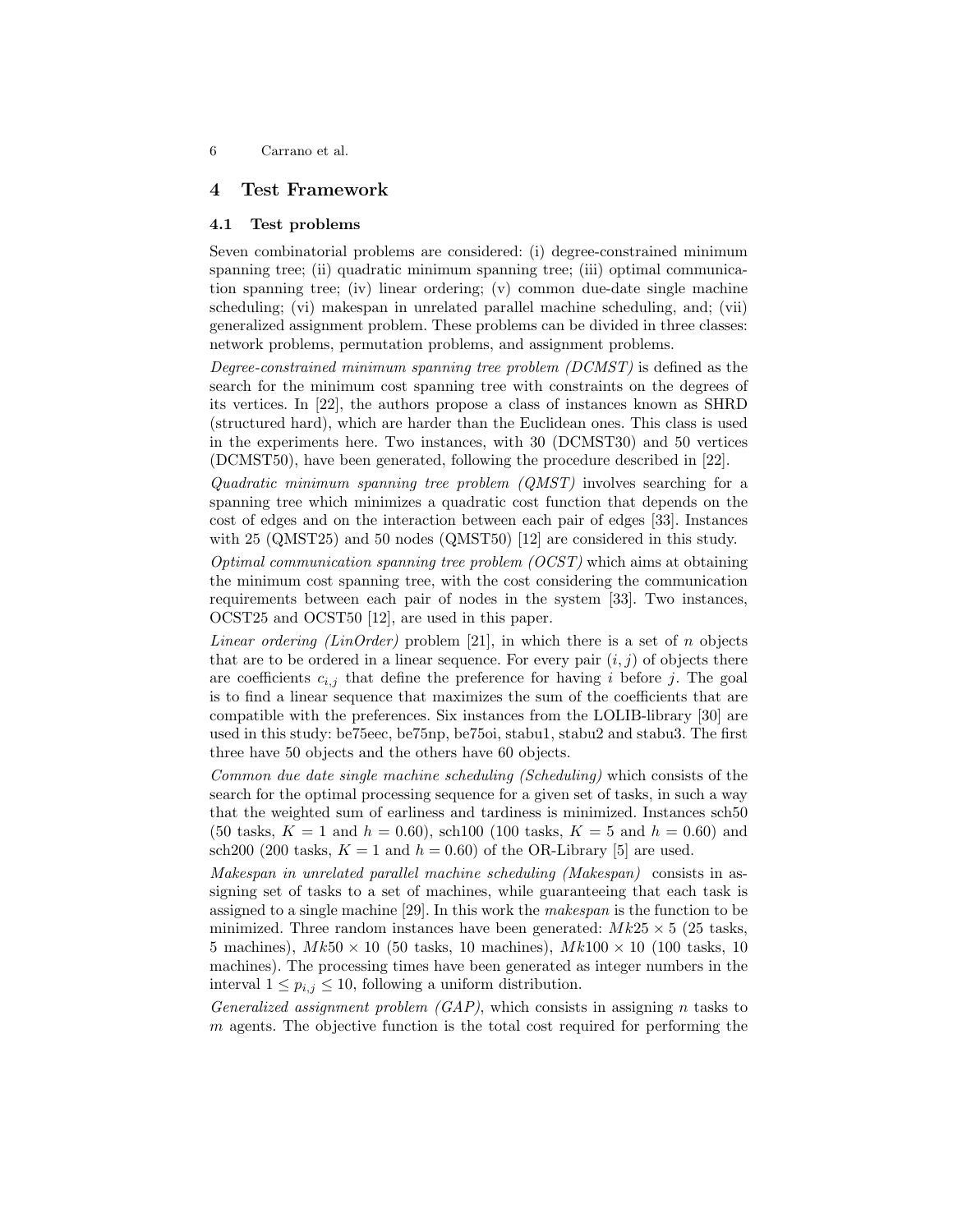## 4 Test Framework

### 4.1 Test problems

Seven combinatorial problems are considered: (i) degree-constrained minimum spanning tree; (ii) quadratic minimum spanning tree; (iii) optimal communication spanning tree; (iv) linear ordering; (v) common due-date single machine scheduling; (vi) makespan in unrelated parallel machine scheduling, and; (vii) generalized assignment problem. These problems can be divided in three classes: network problems, permutation problems, and assignment problems.

*Degree-constrained minimum spanning tree problem (DCMST)* is defined as the search for the minimum cost spanning tree with constraints on the degrees of its vertices. In [22], the authors propose a class of instances known as SHRD (structured hard), which are harder than the Euclidean ones. This class is used in the experiments here. Two instances, with 30 (DCMST30) and 50 vertices (DCMST50), have been generated, following the procedure described in [22].

*Quadratic minimum spanning tree problem (QMST)* involves searching for a spanning tree which minimizes a quadratic cost function that depends on the cost of edges and on the interaction between each pair of edges [33]. Instances with 25 (QMST25) and 50 nodes (QMST50) [12] are considered in this study.

*Optimal communication spanning tree problem (OCST)* which aims at obtaining the minimum cost spanning tree, with the cost considering the communication requirements between each pair of nodes in the system [33]. Two instances, OCST25 and OCST50 [12], are used in this paper.

*Linear ordering (LinOrder)* problem [21], in which there is a set of $n$ objects that are to be ordered in a linear sequence. For every pair $(i, j)$ of objects there are coefficients $c_{i,j}$ that define the preference for having $i$ before $j$. The goal is to find a linear sequence that maximizes the sum of the coefficients that are compatible with the preferences. Six instances from the LOLIB-library [30] are used in this study: be75eec, be75np, be75oi, stabu1, stabu2 and stabu3. The first three have 50 objects and the others have 60 objects.

*Common due date single machine scheduling (Scheduling)* which consists of the search for the optimal processing sequence for a given set of tasks, in such a way that the weighted sum of earliness and tardiness is minimized. Instances sch50 (50 tasks, $K = 1$ and $h = 0.60$), sch100 (100 tasks, $K = 5$ and $h = 0.60$) and sch200 (200 tasks, $K = 1$ and $h = 0.60$) of the OR-Library [5] are used.

*Makespan in unrelated parallel machine scheduling (Makespan)* consists in assigning set of tasks to a set of machines, while guaranteeing that each task is assigned to a single machine [29]. In this work the *makespan* is the function to be minimized. Three random instances have been generated: $Mk25 \times 5$ (25 tasks, 5 machines), $Mk50 \times 10$ (50 tasks, 10 machines), $Mk100 \times 10$ (100 tasks, 10 machines). The processing times have been generated as integer numbers in the interval $1 \leq p_{i,j} \leq 10$, following a uniform distribution.

*Generalized assignment problem (GAP)*, which consists in assigning $n$ tasks to $m$ agents. The objective function is the total cost required for performing the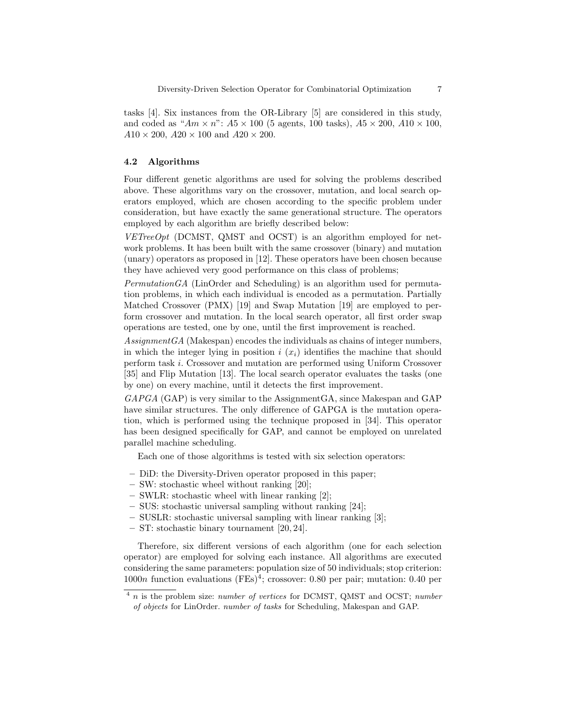tasks [4]. Six instances from the OR-Library [5] are considered in this study, and coded as "$Am \times n$": $A5 \times 100$ (5 agents, 100 tasks), $A5 \times 200$, $A10 \times 100$, $A10 \times 200$, $A20 \times 100$ and $A20 \times 200$.

### 4.2 Algorithms

Four different genetic algorithms are used for solving the problems described above. These algorithms vary on the crossover, mutation, and local search operators employed, which are chosen according to the specific problem under consideration, but have exactly the same generational structure. The operators employed by each algorithm are briefly described below:

*VETreeOpt* (DCMST, QMST and OCST) is an algorithm employed for network problems. It has been built with the same crossover (binary) and mutation (unary) operators as proposed in [12]. These operators have been chosen because they have achieved very good performance on this class of problems;

*PermutationGA* (LinOrder and Scheduling) is an algorithm used for permutation problems, in which each individual is encoded as a permutation. Partially Matched Crossover (PMX) [19] and Swap Mutation [19] are employed to perform crossover and mutation. In the local search operator, all first order swap operations are tested, one by one, until the first improvement is reached.

*AssignmentGA* (Makespan) encodes the individuals as chains of integer numbers, in which the integer lying in position $i$ ($x_i$) identifies the machine that should perform task $i$. Crossover and mutation are performed using Uniform Crossover [35] and Flip Mutation [13]. The local search operator evaluates the tasks (one by one) on every machine, until it detects the first improvement.

*GAPGA* (GAP) is very similar to the AssignmentGA, since Makespan and GAP have similar structures. The only difference of GAPGA is the mutation operation, which is performed using the technique proposed in [34]. This operator has been designed specifically for GAP, and cannot be employed on unrelated parallel machine scheduling.

Each one of those algorithms is tested with six selection operators:

- DiD: the Diversity-Driven operator proposed in this paper;
- SW: stochastic wheel without ranking [20];
- SWLR: stochastic wheel with linear ranking [2];
- SUS: stochastic universal sampling without ranking [24];
- SUSLR: stochastic universal sampling with linear ranking [3];
- ST: stochastic binary tournament [20, 24].

Therefore, six different versions of each algorithm (one for each selection operator) are employed for solving each instance. All algorithms are executed considering the same parameters: population size of 50 individuals; stop criterion: $1000n$ function evaluations (FEs)[4]; crossover: 0.80 per pair; mutation: 0.40 per

[4] $n$ is the problem size: *number of vertices* for DCMST, QMST and OCST; *number of objects* for LinOrder. *number of tasks* for Scheduling, Makespan and GAP.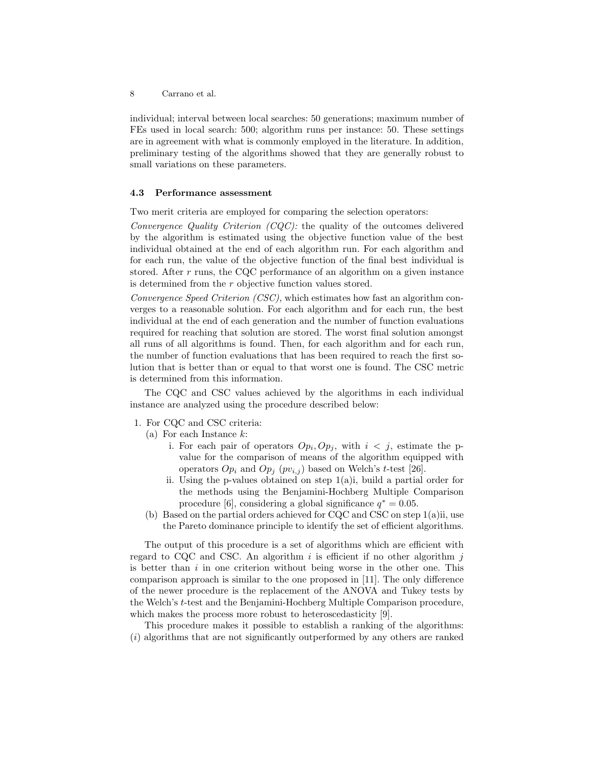individual; interval between local searches: 50 generations; maximum number of FEs used in local search: 500; algorithm runs per instance: 50. These settings are in agreement with what is commonly employed in the literature. In addition, preliminary testing of the algorithms showed that they are generally robust to small variations on these parameters.

### 4.3 Performance assessment

Two merit criteria are employed for comparing the selection operators:

*Convergence Quality Criterion (CQC):* the quality of the outcomes delivered by the algorithm is estimated using the objective function value of the best individual obtained at the end of each algorithm run. For each algorithm and for each run, the value of the objective function of the final best individual is stored. After $r$ runs, the CQC performance of an algorithm on a given instance is determined from the $r$ objective function values stored.

*Convergence Speed Criterion (CSC),* which estimates how fast an algorithm converges to a reasonable solution. For each algorithm and for each run, the best individual at the end of each generation and the number of function evaluations required for reaching that solution are stored. The worst final solution amongst all runs of all algorithms is found. Then, for each algorithm and for each run, the number of function evaluations that has been required to reach the first solution that is better than or equal to that worst one is found. The CSC metric is determined from this information.

The CQC and CSC values achieved by the algorithms in each individual instance are analyzed using the procedure described below:

1. For CQC and CSC criteria:
   (a) For each Instance $k$:
      i. For each pair of operators $Op_i, Op_j$, with $i < j$, estimate the p-value for the comparison of means of the algorithm equipped with operators $Op_i$ and $Op_j$ ($pv_{i,j}$) based on Welch's $t$-test [26].
      ii. Using the p-values obtained on step 1(a)i, build a partial order for the methods using the Benjamini-Hochberg Multiple Comparison procedure [6], considering a global significance $q^* = 0.05$.
   (b) Based on the partial orders achieved for CQC and CSC on step 1(a)ii, use the Pareto dominance principle to identify the set of efficient algorithms.

The output of this procedure is a set of algorithms which are efficient with regard to CQC and CSC. An algorithm $i$ is efficient if no other algorithm $j$ is better than $i$ in one criterion without being worse in the other one. This comparison approach is similar to the one proposed in [11]. The only difference of the newer procedure is the replacement of the ANOVA and Tukey tests by the Welch's $t$-test and the Benjamini-Hochberg Multiple Comparison procedure, which makes the process more robust to heteroscedasticity [9].

This procedure makes it possible to establish a ranking of the algorithms: ($i$) algorithms that are not significantly outperformed by any others are ranked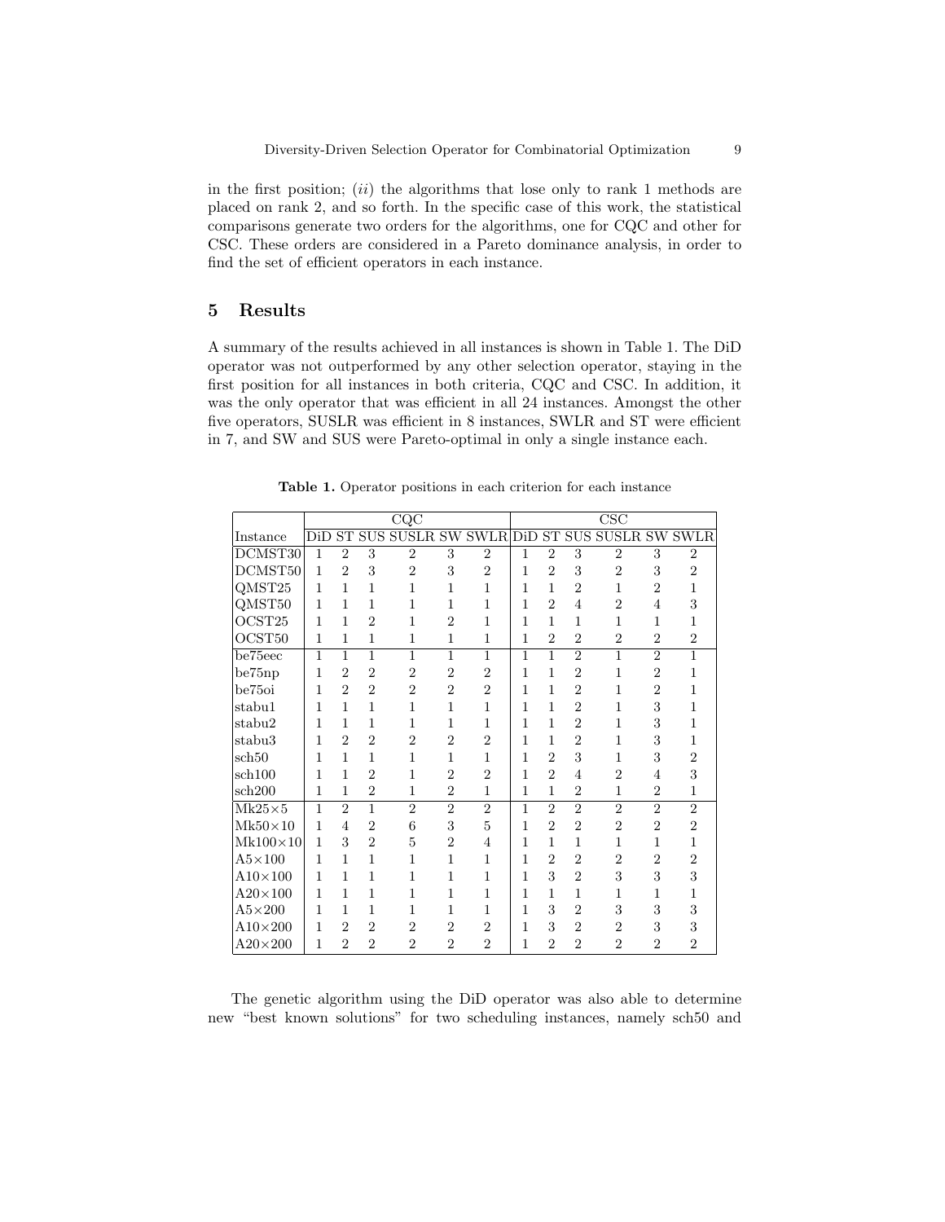in the first position; (*ii*) the algorithms that lose only to rank 1 methods are placed on rank 2, and so forth. In the specific case of this work, the statistical comparisons generate two orders for the algorithms, one for CQC and other for CSC. These orders are considered in a Pareto dominance analysis, in order to find the set of efficient operators in each instance.

## 5 Results

A summary of the results achieved in all instances is shown in Table 1. The DiD operator was not outperformed by any other selection operator, staying in the first position for all instances in both criteria, CQC and CSC. In addition, it was the only operator that was efficient in all 24 instances. Amongst the other five operators, SUSLR was efficient in 8 instances, SWLR and ST were efficient in 7, and SW and SUS were Pareto-optimal in only a single instance each.

**Table 1.** Operator positions in each criterion for each instance

| | CQC | | | | | | CSC | | | | | |
|---|---|---|---|---|---|---|---|---|---|---|---|---|
| Instance | DiD | ST | SUS | SUSLR | SW | SWLR | DiD | ST | SUS | SUSLR | SW | SWLR |
| DCMST30 | 1 | 2 | 3 | 2 | 3 | 2 | 1 | 2 | 3 | 2 | 3 | 2 |
| DCMST50 | 1 | 2 | 3 | 2 | 3 | 2 | 1 | 2 | 3 | 2 | 3 | 2 |
| QMST25 | 1 | 1 | 1 | 1 | 1 | 1 | 1 | 1 | 2 | 1 | 2 | 1 |
| QMST50 | 1 | 1 | 1 | 1 | 1 | 1 | 1 | 2 | 4 | 2 | 4 | 3 |
| OCST25 | 1 | 1 | 2 | 1 | 2 | 1 | 1 | 1 | 1 | 1 | 1 | 1 |
| OCST50 | 1 | 1 | 1 | 1 | 1 | 1 | 1 | 2 | 2 | 2 | 2 | 2 |
| be75eec | 1 | 1 | 1 | 1 | 1 | 1 | 1 | 1 | 2 | 1 | 2 | 1 |
| be75np | 1 | 2 | 2 | 2 | 2 | 2 | 1 | 1 | 2 | 1 | 2 | 1 |
| be75oi | 1 | 2 | 2 | 2 | 2 | 2 | 1 | 1 | 2 | 1 | 2 | 1 |
| stabu1 | 1 | 1 | 1 | 1 | 1 | 1 | 1 | 1 | 2 | 1 | 3 | 1 |
| stabu2 | 1 | 1 | 1 | 1 | 1 | 1 | 1 | 1 | 2 | 1 | 3 | 1 |
| stabu3 | 1 | 2 | 2 | 2 | 2 | 2 | 1 | 1 | 2 | 1 | 3 | 1 |
| sch50 | 1 | 1 | 1 | 1 | 1 | 1 | 1 | 2 | 3 | 1 | 3 | 2 |
| sch100 | 1 | 1 | 2 | 1 | 2 | 2 | 1 | 2 | 4 | 2 | 4 | 3 |
| sch200 | 1 | 1 | 2 | 1 | 2 | 1 | 1 | 1 | 2 | 1 | 2 | 1 |
| Mk25×5 | 1 | 2 | 1 | 2 | 2 | 2 | 1 | 2 | 2 | 2 | 2 | 2 |
| Mk50×10 | 1 | 4 | 2 | 6 | 3 | 5 | 1 | 2 | 2 | 2 | 2 | 2 |
| Mk100×10 | 1 | 3 | 2 | 5 | 2 | 4 | 1 | 1 | 1 | 1 | 1 | 1 |
| A5×100 | 1 | 1 | 1 | 1 | 1 | 1 | 1 | 2 | 2 | 2 | 2 | 2 |
| A10×100 | 1 | 1 | 1 | 1 | 1 | 1 | 1 | 3 | 2 | 3 | 3 | 3 |
| A20×100 | 1 | 1 | 1 | 1 | 1 | 1 | 1 | 1 | 1 | 1 | 1 | 1 |
| A5×200 | 1 | 1 | 1 | 1 | 1 | 1 | 1 | 3 | 2 | 3 | 3 | 3 |
| A10×200 | 1 | 2 | 2 | 2 | 2 | 2 | 1 | 3 | 2 | 2 | 3 | 3 |
| A20×200 | 1 | 2 | 2 | 2 | 2 | 2 | 1 | 2 | 2 | 2 | 2 | 2 |

The genetic algorithm using the DiD operator was also able to determine new "best known solutions" for two scheduling instances, namely sch50 and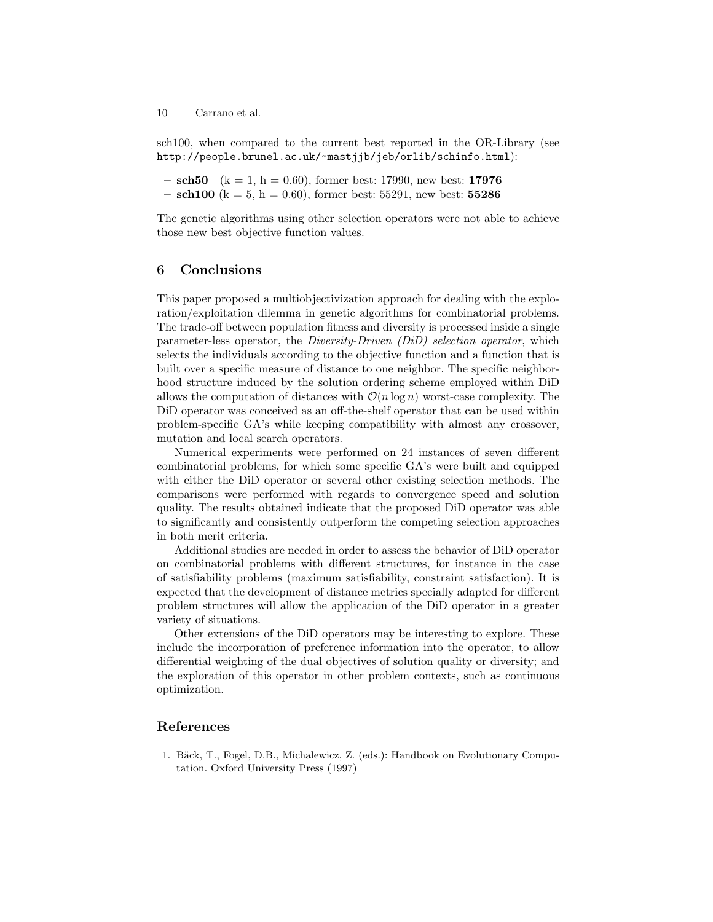sch100, when compared to the current best reported in the OR-Library (see http://people.brunel.ac.uk/~mastjjb/jeb/orlib/schinfo.html):

- **sch50** (k = 1, h = 0.60), former best: 17990, new best: **17976**
- **sch100** (k = 5, h = 0.60), former best: 55291, new best: **55286**

The genetic algorithms using other selection operators were not able to achieve those new best objective function values.

## 6 Conclusions

This paper proposed a multiobjectivization approach for dealing with the exploration/exploitation dilemma in genetic algorithms for combinatorial problems. The trade-off between population fitness and diversity is processed inside a single parameter-less operator, the *Diversity-Driven (DiD) selection operator*, which selects the individuals according to the objective function and a function that is built over a specific measure of distance to one neighbor. The specific neighborhood structure induced by the solution ordering scheme employed within DiD allows the computation of distances with $\mathcal{O}(n \log n)$ worst-case complexity. The DiD operator was conceived as an off-the-shelf operator that can be used within problem-specific GA's while keeping compatibility with almost any crossover, mutation and local search operators.

Numerical experiments were performed on 24 instances of seven different combinatorial problems, for which some specific GA's were built and equipped with either the DiD operator or several other existing selection methods. The comparisons were performed with regards to convergence speed and solution quality. The results obtained indicate that the proposed DiD operator was able to significantly and consistently outperform the competing selection approaches in both merit criteria.

Additional studies are needed in order to assess the behavior of DiD operator on combinatorial problems with different structures, for instance in the case of satisfiability problems (maximum satisfiability, constraint satisfaction). It is expected that the development of distance metrics specially adapted for different problem structures will allow the application of the DiD operator in a greater variety of situations.

Other extensions of the DiD operators may be interesting to explore. These include the incorporation of preference information into the operator, to allow differential weighting of the dual objectives of solution quality or diversity; and the exploration of this operator in other problem contexts, such as continuous optimization.

## References

1. Bäck, T., Fogel, D.B., Michalewicz, Z. (eds.): Handbook on Evolutionary Computation. Oxford University Press (1997)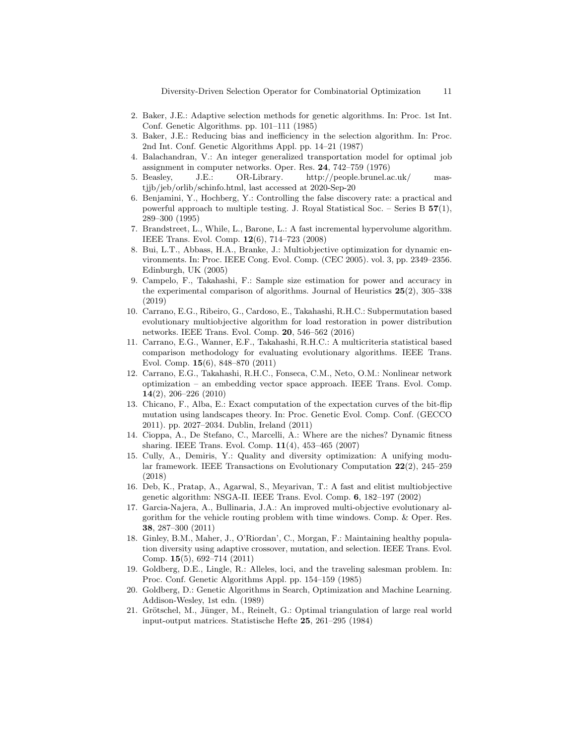2. Baker, J.E.: Adaptive selection methods for genetic algorithms. In: Proc. 1st Int. Conf. Genetic Algorithms. pp. 101–111 (1985)
3. Baker, J.E.: Reducing bias and inefficiency in the selection algorithm. In: Proc. 2nd Int. Conf. Genetic Algorithms Appl. pp. 14–21 (1987)
4. Balachandran, V.: An integer generalized transportation model for optimal job assignment in computer networks. Oper. Res. **24**, 742–759 (1976)
5. Beasley, J.E.: OR-Library. http://people.brunel.ac.uk/ mastjjb/jeb/orlib/schinfo.html, last accessed at 2020-Sep-20
6. Benjamini, Y., Hochberg, Y.: Controlling the false discovery rate: a practical and powerful approach to multiple testing. J. Royal Statistical Soc. – Series B **57**(1), 289–300 (1995)
7. Brandstreet, L., While, L., Barone, L.: A fast incremental hypervolume algorithm. IEEE Trans. Evol. Comp. **12**(6), 714–723 (2008)
8. Bui, L.T., Abbass, H.A., Branke, J.: Multiobjective optimization for dynamic environments. In: Proc. IEEE Cong. Evol. Comp. (CEC 2005). vol. 3, pp. 2349–2356. Edinburgh, UK (2005)
9. Campelo, F., Takahashi, F.: Sample size estimation for power and accuracy in the experimental comparison of algorithms. Journal of Heuristics **25**(2), 305–338 (2019)
10. Carrano, E.G., Ribeiro, G., Cardoso, E., Takahashi, R.H.C.: Subpermutation based evolutionary multiobjective algorithm for load restoration in power distribution networks. IEEE Trans. Evol. Comp. **20**, 546–562 (2016)
11. Carrano, E.G., Wanner, E.F., Takahashi, R.H.C.: A multicriteria statistical based comparison methodology for evaluating evolutionary algorithms. IEEE Trans. Evol. Comp. **15**(6), 848–870 (2011)
12. Carrano, E.G., Takahashi, R.H.C., Fonseca, C.M., Neto, O.M.: Nonlinear network optimization – an embedding vector space approach. IEEE Trans. Evol. Comp. **14**(2), 206–226 (2010)
13. Chicano, F., Alba, E.: Exact computation of the expectation curves of the bit-flip mutation using landscapes theory. In: Proc. Genetic Evol. Comp. Conf. (GECCO 2011). pp. 2027–2034. Dublin, Ireland (2011)
14. Cioppa, A., De Stefano, C., Marcelli, A.: Where are the niches? Dynamic fitness sharing. IEEE Trans. Evol. Comp. **11**(4), 453–465 (2007)
15. Cully, A., Demiris, Y.: Quality and diversity optimization: A unifying modular framework. IEEE Transactions on Evolutionary Computation **22**(2), 245–259 (2018)
16. Deb, K., Pratap, A., Agarwal, S., Meyarivan, T.: A fast and elitist multiobjective genetic algorithm: NSGA-II. IEEE Trans. Evol. Comp. **6**, 182–197 (2002)
17. Garcia-Najera, A., Bullinaria, J.A.: An improved multi-objective evolutionary algorithm for the vehicle routing problem with time windows. Comp. & Oper. Res. **38**, 287–300 (2011)
18. Ginley, B.M., Maher, J., O'Riordan', C., Morgan, F.: Maintaining healthy population diversity using adaptive crossover, mutation, and selection. IEEE Trans. Evol. Comp. **15**(5), 692–714 (2011)
19. Goldberg, D.E., Lingle, R.: Alleles, loci, and the traveling salesman problem. In: Proc. Conf. Genetic Algorithms Appl. pp. 154–159 (1985)
20. Goldberg, D.: Genetic Algorithms in Search, Optimization and Machine Learning. Addison-Wesley, 1st edn. (1989)
21. Grötschel, M., Jünger, M., Reinelt, G.: Optimal triangulation of large real world input-output matrices. Statistische Hefte **25**, 261–295 (1984)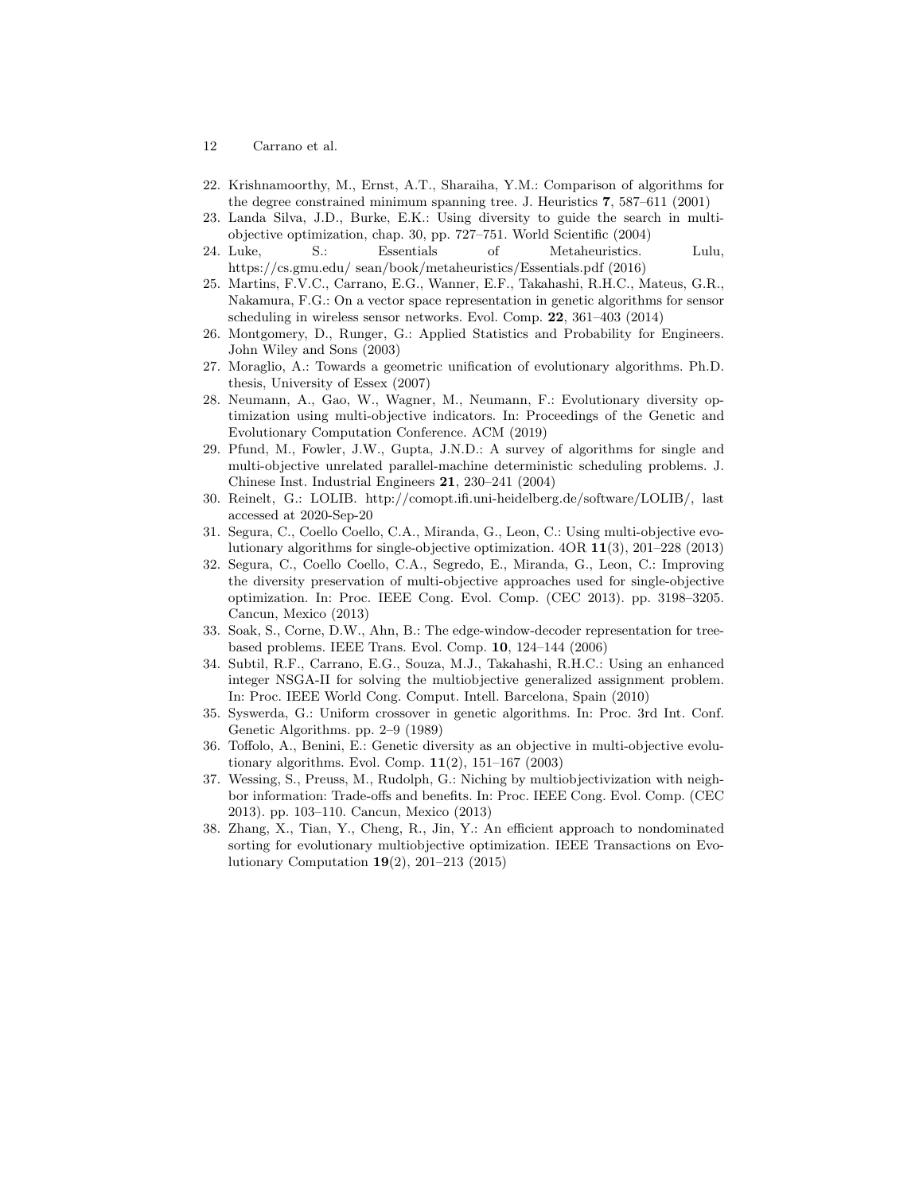22. Krishnamoorthy, M., Ernst, A.T., Sharaiha, Y.M.: Comparison of algorithms for the degree constrained minimum spanning tree. J. Heuristics **7**, 587–611 (2001)
23. Landa Silva, J.D., Burke, E.K.: Using diversity to guide the search in multi-objective optimization, chap. 30, pp. 727–751. World Scientific (2004)
24. Luke, S.: Essentials of Metaheuristics. Lulu, https://cs.gmu.edu/ sean/book/metaheuristics/Essentials.pdf (2016)
25. Martins, F.V.C., Carrano, E.G., Wanner, E.F., Takahashi, R.H.C., Mateus, G.R., Nakamura, F.G.: On a vector space representation in genetic algorithms for sensor scheduling in wireless sensor networks. Evol. Comp. **22**, 361–403 (2014)
26. Montgomery, D., Runger, G.: Applied Statistics and Probability for Engineers. John Wiley and Sons (2003)
27. Moraglio, A.: Towards a geometric unification of evolutionary algorithms. Ph.D. thesis, University of Essex (2007)
28. Neumann, A., Gao, W., Wagner, M., Neumann, F.: Evolutionary diversity optimization using multi-objective indicators. In: Proceedings of the Genetic and Evolutionary Computation Conference. ACM (2019)
29. Pfund, M., Fowler, J.W., Gupta, J.N.D.: A survey of algorithms for single and multi-objective unrelated parallel-machine deterministic scheduling problems. J. Chinese Inst. Industrial Engineers **21**, 230–241 (2004)
30. Reinelt, G.: LOLIB. http://comopt.ifi.uni-heidelberg.de/software/LOLIB/, last accessed at 2020-Sep-20
31. Segura, C., Coello Coello, C.A., Miranda, G., Leon, C.: Using multi-objective evolutionary algorithms for single-objective optimization. 4OR **11**(3), 201–228 (2013)
32. Segura, C., Coello Coello, C.A., Segredo, E., Miranda, G., Leon, C.: Improving the diversity preservation of multi-objective approaches used for single-objective optimization. In: Proc. IEEE Cong. Evol. Comp. (CEC 2013). pp. 3198–3205. Cancun, Mexico (2013)
33. Soak, S., Corne, D.W., Ahn, B.: The edge-window-decoder representation for tree-based problems. IEEE Trans. Evol. Comp. **10**, 124–144 (2006)
34. Subtil, R.F., Carrano, E.G., Souza, M.J., Takahashi, R.H.C.: Using an enhanced integer NSGA-II for solving the multiobjective generalized assignment problem. In: Proc. IEEE World Cong. Comput. Intell. Barcelona, Spain (2010)
35. Syswerda, G.: Uniform crossover in genetic algorithms. In: Proc. 3rd Int. Conf. Genetic Algorithms. pp. 2–9 (1989)
36. Toffolo, A., Benini, E.: Genetic diversity as an objective in multi-objective evolutionary algorithms. Evol. Comp. **11**(2), 151–167 (2003)
37. Wessing, S., Preuss, M., Rudolph, G.: Niching by multiobjectivization with neighbor information: Trade-offs and benefits. In: Proc. IEEE Cong. Evol. Comp. (CEC 2013). pp. 103–110. Cancun, Mexico (2013)
38. Zhang, X., Tian, Y., Cheng, R., Jin, Y.: An efficient approach to nondominated sorting for evolutionary multiobjective optimization. IEEE Transactions on Evolutionary Computation **19**(2), 201–213 (2015)